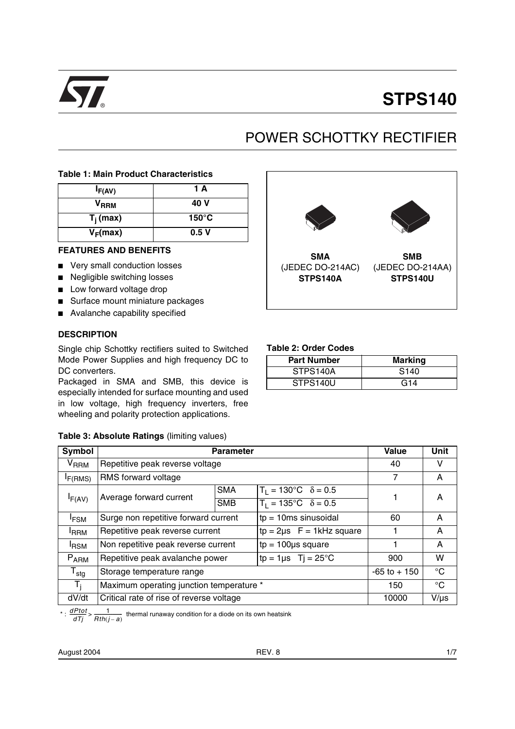# STPS140

## POWER SCHOTTKY RECTIFIER

**Table 1: Main Product Characteristics**

| | |
|---|---|
| $I_{F(AV)}$ | **1 A** |
| $V_{RRM}$ | **40 V** |
| $T_j$ (max) | **150°C** |
| $V_F$(max) | **0.5 V** |

### FEATURES AND BENEFITS

- Very small conduction losses
- Negligible switching losses
- Low forward voltage drop
- Surface mount miniature packages
- Avalanche capability specified

### DESCRIPTION

Single chip Schottky rectifiers suited to Switched Mode Power Supplies and high frequency DC to DC converters.

Packaged in SMA and SMB, this device is especially intended for surface mounting and used in low voltage, high frequency inverters, free wheeling and polarity protection applications.

**SMA** (JEDEC DO-214AC) **STPS140A**

**SMB** (JEDEC DO-214AA) **STPS140U**

**Table 2: Order Codes**

| Part Number | Marking |
|---|---|
| STPS140A | S140 |
| STPS140U | G14 |

**Table 3: Absolute Ratings** (limiting values)

| Symbol | Parameter | | | Value | Unit |
|---|---|---|---|---|---|
| $V_{RRM}$ | Repetitive peak reverse voltage | | | 40 | V |
| $I_{F(RMS)}$ | RMS forward voltage | | | 7 | A |
| $I_{F(AV)}$ | Average forward current | SMA | $T_L$ = 130°C $\delta$ = 0.5 | 1 | A |
| | | SMB | $T_L$ = 135°C $\delta$ = 0.5 | | |
| $I_{FSM}$ | Surge non repetitive forward current | | tp = 10ms sinusoidal | 60 | A |
| $I_{RRM}$ | Repetitive peak reverse current | | tp = 2µs F = 1kHz square | 1 | A |
| $I_{RSM}$ | Non repetitive peak reverse current | | tp = 100µs square | 1 | A |
| $P_{ARM}$ | Repetitive peak avalanche power | | tp = 1µs Tj = 25°C | 900 | W |
| $T_{stg}$ | Storage temperature range | | | -65 to + 150 | °C |
| $T_j$ | Maximum operating junction temperature * | | | 150 | °C |
| dV/dt | Critical rate of rise of reverse voltage | | | 10000 | V/µs |

* : $\frac{dPtot}{dTj} > \frac{1}{Rth(j-a)}$ thermal runaway condition for a diode on its own heatsink

August 2004 REV. 8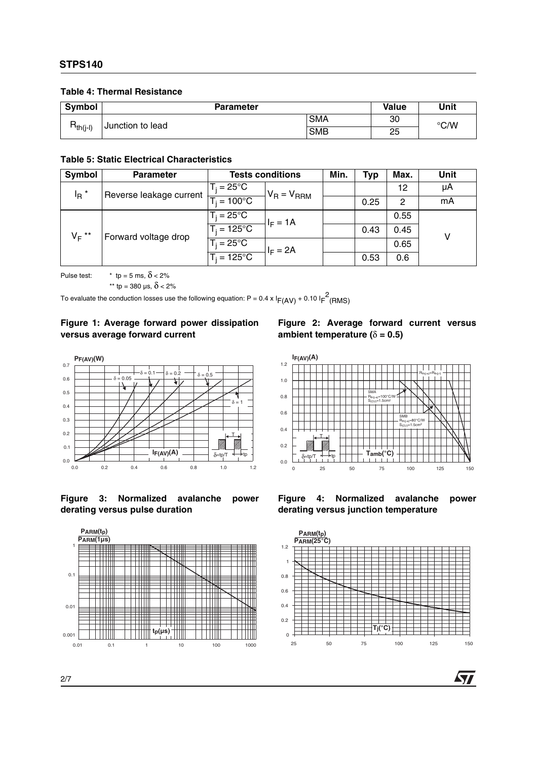**Table 4: Thermal Resistance**

| Symbol | Parameter | | Value | Unit |
|---|---|---|---|---|
| $R_{th(j-l)}$ | Junction to lead | SMA | 30 | °C/W |
| | | SMB | 25 | |

**Table 5: Static Electrical Characteristics**

| Symbol | Parameter | Tests conditions | | Min. | Typ | Max. | Unit |
|---|---|---|---|---|---|---|---|
| $I_R$ * | Reverse leakage current | $T_j = 25°C$ | $V_R = V_{RRM}$ | | | 12 | µA |
| | | $T_j = 100°C$ | | | 0.25 | 2 | mA |
| $V_F$ ** | Forward voltage drop | $T_j = 25°C$ | $I_F = 1A$ | | | 0.55 | V |
| | | $T_j = 125°C$ | | | 0.43 | 0.45 | |
| | | $T_j = 25°C$ | $I_F = 2A$ | | | 0.65 | |
| | | $T_j = 125°C$ | | | 0.53 | 0.6 | |

Pulse test: * tp = 5 ms, $\delta < 2\%$

** tp = 380 µs, $\delta < 2\%$

To evaluate the conduction losses use the following equation: $P = 0.4 \times I_{F(AV)} + 0.10\, I_F^2{}_{(RMS)}$

**Figure 1: Average forward power dissipation versus average forward current**

**Figure 2: Average forward current versus ambient temperature ($\delta$ = 0.5)**

**Figure 3: Normalized avalanche power derating versus pulse duration**

**Figure 4: Normalized avalanche power derating versus junction temperature**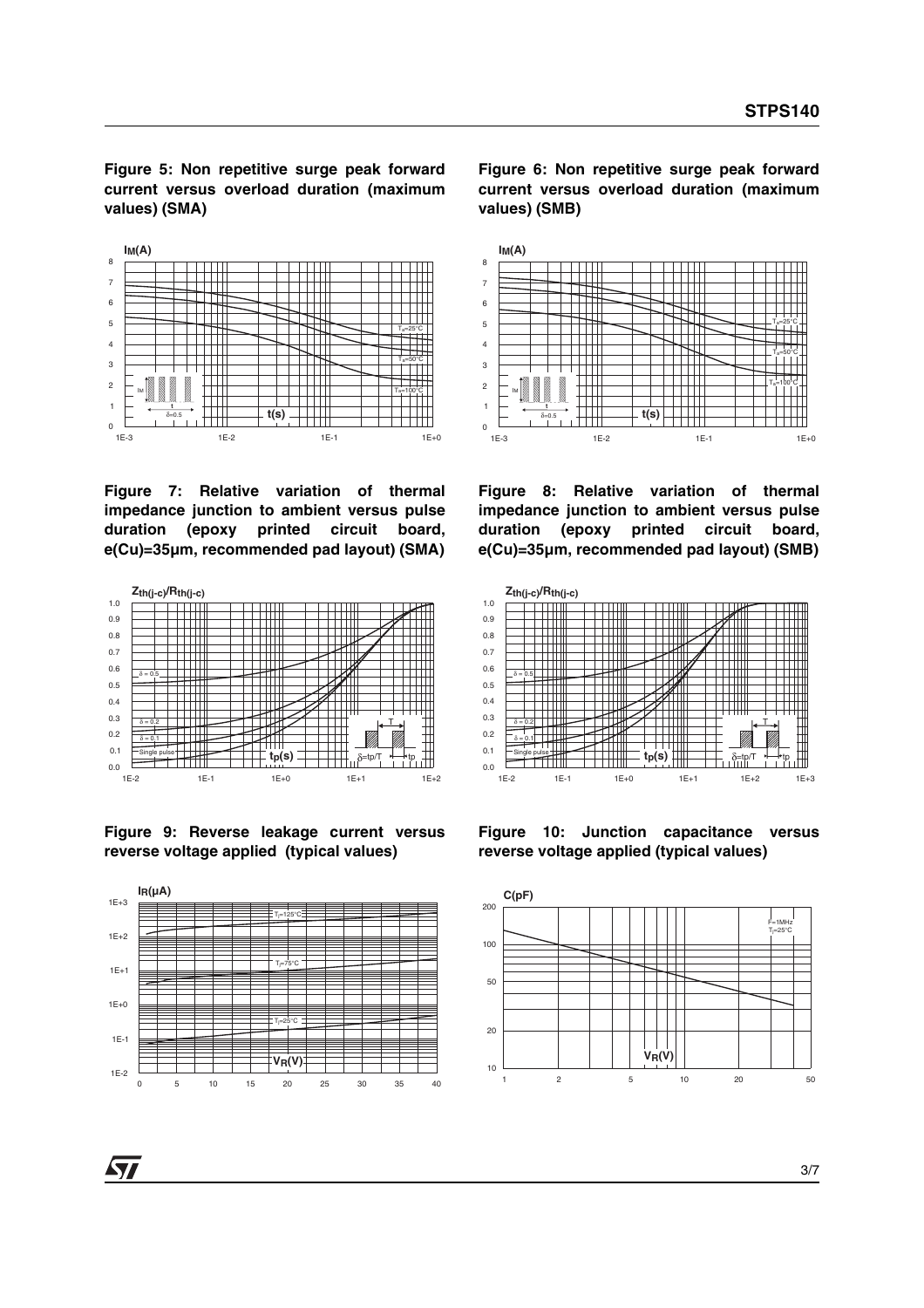**Figure 5: Non repetitive surge peak forward current versus overload duration (maximum values) (SMA)**

**Figure 6: Non repetitive surge peak forward current versus overload duration (maximum values) (SMB)**

**Figure 7: Relative variation of thermal impedance junction to ambient versus pulse duration (epoxy printed circuit board, e(Cu)=35µm, recommended pad layout) (SMA)**

**Figure 8: Relative variation of thermal impedance junction to ambient versus pulse duration (epoxy printed circuit board, e(Cu)=35µm, recommended pad layout) (SMB)**

**Figure 9: Reverse leakage current versus reverse voltage applied (typical values)**

**Figure 10: Junction capacitance versus reverse voltage applied (typical values)**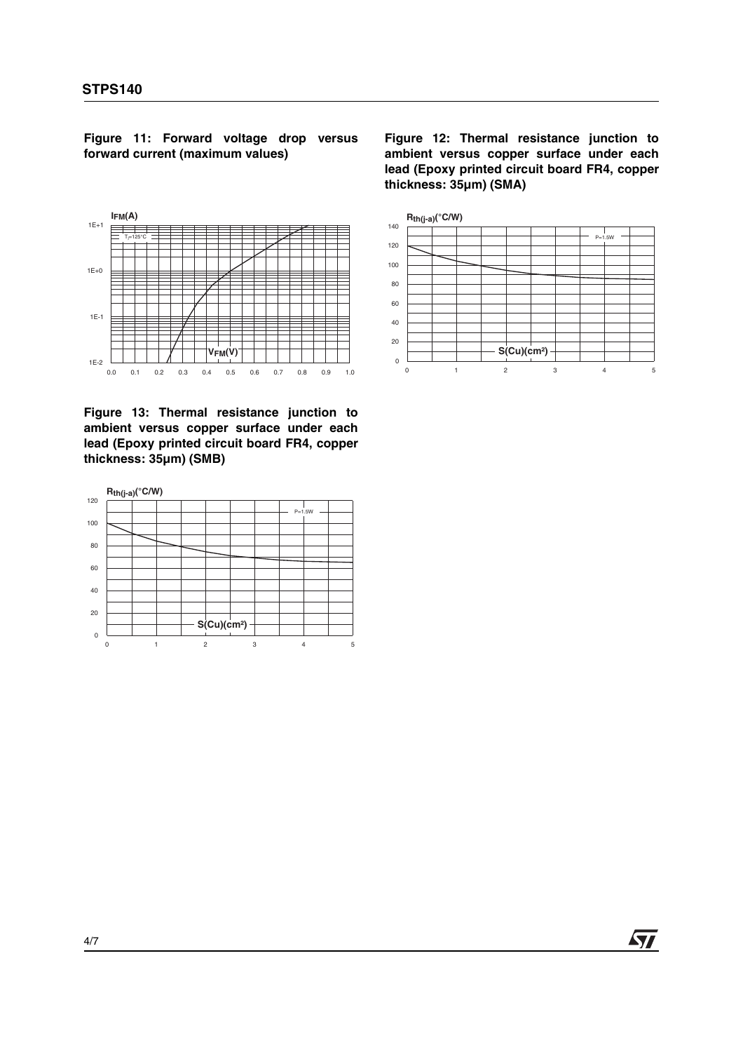**Figure 11: Forward voltage drop versus forward current (maximum values)**

**Figure 12: Thermal resistance junction to ambient versus copper surface under each lead (Epoxy printed circuit board FR4, copper thickness: 35µm) (SMA)**

**Figure 13: Thermal resistance junction to ambient versus copper surface under each lead (Epoxy printed circuit board FR4, copper thickness: 35µm) (SMB)**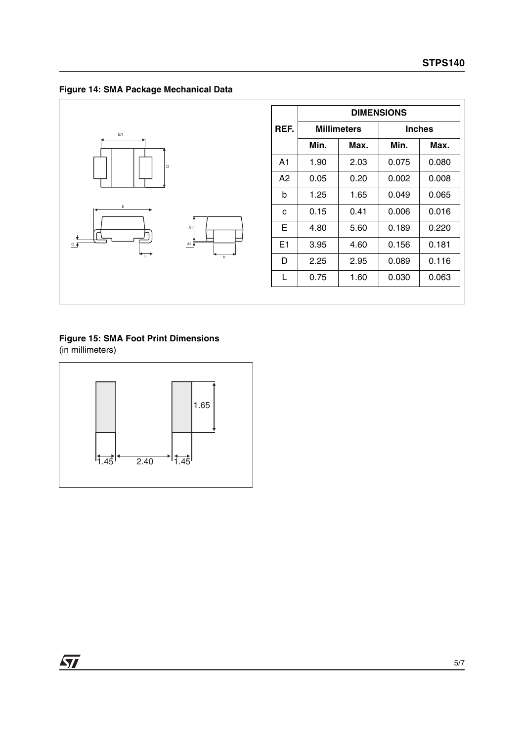**Figure 14: SMA Package Mechanical Data**

| REF. | DIMENSIONS | | | |
|---|---|---|---|---|
| | Millimeters | | Inches | |
| | Min. | Max. | Min. | Max. |
| A1 | 1.90 | 2.03 | 0.075 | 0.080 |
| A2 | 0.05 | 0.20 | 0.002 | 0.008 |
| b | 1.25 | 1.65 | 0.049 | 0.065 |
| c | 0.15 | 0.41 | 0.006 | 0.016 |
| E | 4.80 | 5.60 | 0.189 | 0.220 |
| E1 | 3.95 | 4.60 | 0.156 | 0.181 |
| D | 2.25 | 2.95 | 0.089 | 0.116 |
| L | 0.75 | 1.60 | 0.030 | 0.063 |

**Figure 15: SMA Foot Print Dimensions**
(in millimeters)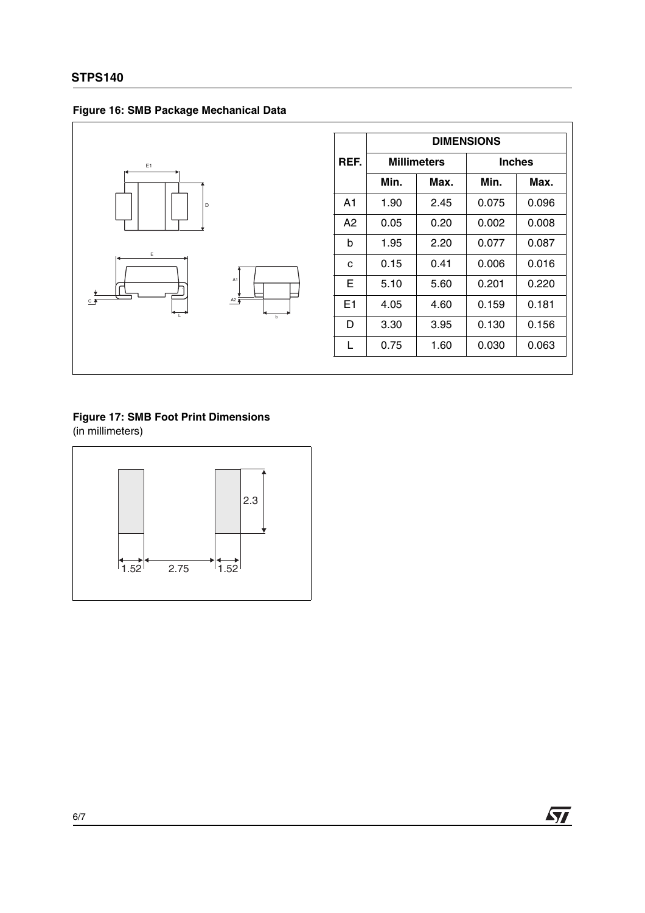**Figure 16: SMB Package Mechanical Data**

| REF. | DIMENSIONS | | | |
|---|---|---|---|---|
| | Millimeters | | Inches | |
| | Min. | Max. | Min. | Max. |
| A1 | 1.90 | 2.45 | 0.075 | 0.096 |
| A2 | 0.05 | 0.20 | 0.002 | 0.008 |
| b | 1.95 | 2.20 | 0.077 | 0.087 |
| c | 0.15 | 0.41 | 0.006 | 0.016 |
| E | 5.10 | 5.60 | 0.201 | 0.220 |
| E1 | 4.05 | 4.60 | 0.159 | 0.181 |
| D | 3.30 | 3.95 | 0.130 | 0.156 |
| L | 0.75 | 1.60 | 0.030 | 0.063 |

**Figure 17: SMB Foot Print Dimensions**
(in millimeters)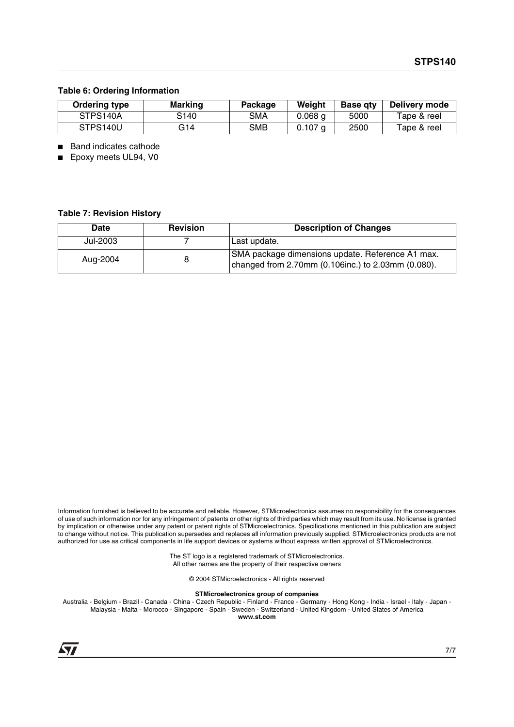**Table 6: Ordering Information**

| Ordering type | Marking | Package | Weight | Base qty | Delivery mode |
|---|---|---|---|---|---|
| STPS140A | S140 | SMA | 0.068 g | 5000 | Tape & reel |
| STPS140U | G14 | SMB | 0.107 g | 2500 | Tape & reel |

- Band indicates cathode
- Epoxy meets UL94, V0

**Table 7: Revision History**

| Date | Revision | Description of Changes |
|---|---|---|
| Jul-2003 | 7 | Last update. |
| Aug-2004 | 8 | SMA package dimensions update. Reference A1 max. changed from 2.70mm (0.106inc.) to 2.03mm (0.080). |

Information furnished is believed to be accurate and reliable. However, STMicroelectronics assumes no responsibility for the consequences of use of such information nor for any infringement of patents or other rights of third parties which may result from its use. No license is granted by implication or otherwise under any patent or patent rights of STMicroelectronics. Specifications mentioned in this publication are subject to change without notice. This publication supersedes and replaces all information previously supplied. STMicroelectronics products are not authorized for use as critical components in life support devices or systems without express written approval of STMicroelectronics.

The ST logo is a registered trademark of STMicroelectronics.
All other names are the property of their respective owners

© 2004 STMicroelectronics - All rights reserved

**STMicroelectronics group of companies**

Australia - Belgium - Brazil - Canada - China - Czech Republic - Finland - France - Germany - Hong Kong - India - Israel - Italy - Japan - Malaysia - Malta - Morocco - Singapore - Spain - Sweden - Switzerland - United Kingdom - United States of America

**www.st.com**